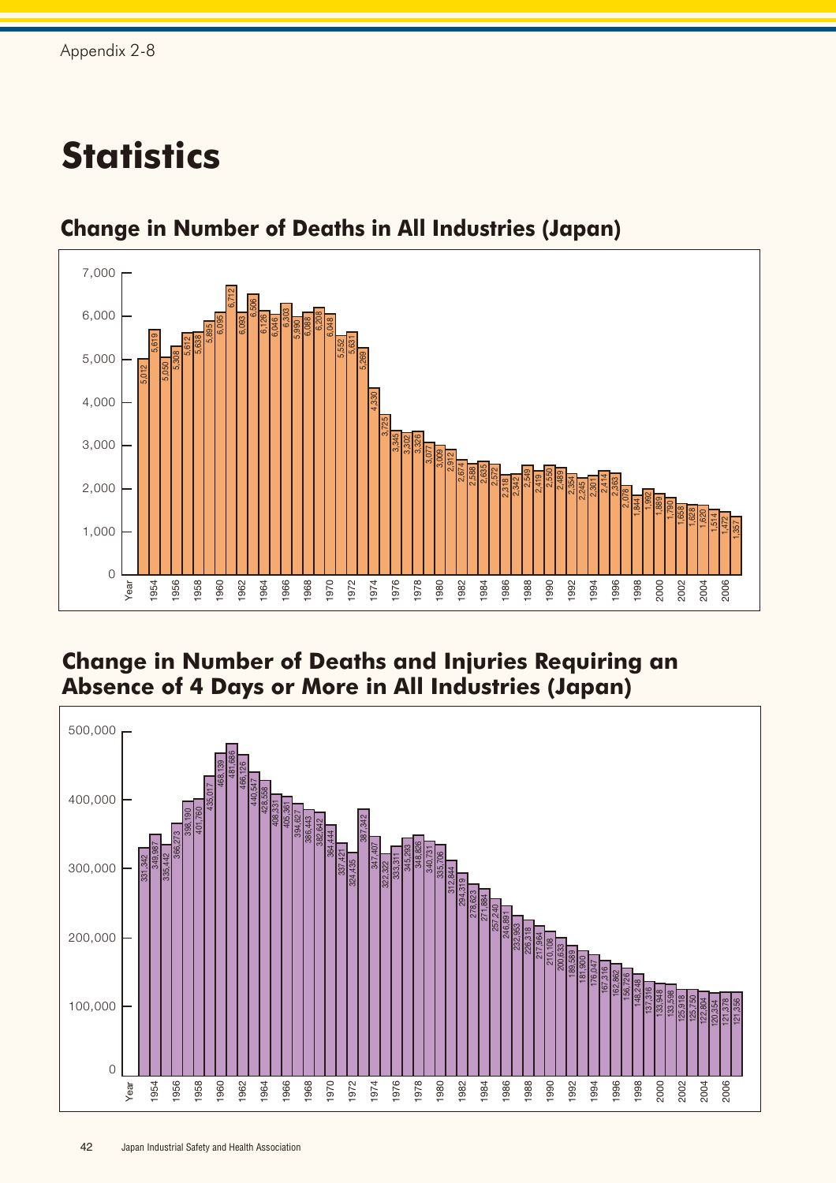# Statistics

## Change in Number of Deaths in All Industries (Japan)

| Year | Deaths |
|---|---|
| 1953 | 5,012 |
| 1954 | 5,619 |
| 1955 | 5,050 |
| 1956 | 5,308 |
| 1957 | 5,612 |
| 1958 | 5,638 |
| 1959 | 5,895 |
| 1960 | 6,095 |
| 1961 | 6,712 |
| 1962 | 6,093 |
| 1963 | 6,506 |
| 1964 | 6,126 |
| 1965 | 6,046 |
| 1966 | 6,303 |
| 1967 | 5,990 |
| 1968 | 6,088 |
| 1969 | 6,208 |
| 1970 | 6,048 |
| 1971 | 5,552 |
| 1972 | 5,631 |
| 1973 | 5,269 |
| 1974 | 4,330 |
| 1975 | 3,725 |
| 1976 | 3,345 |
| 1977 | 3,302 |
| 1978 | 3,326 |
| 1979 | 3,077 |
| 1980 | 3,009 |
| 1981 | 2,912 |
| 1982 | 2,674 |
| 1983 | 2,588 |
| 1984 | 2,635 |
| 1985 | 2,572 |
| 1986 | 2,318 |
| 1987 | 2,342 |
| 1988 | 2,549 |
| 1989 | 2,419 |
| 1990 | 2,550 |
| 1991 | 2,489 |
| 1992 | 2,354 |
| 1993 | 2,245 |
| 1994 | 2,301 |
| 1995 | 2,414 |
| 1996 | 2,363 |
| 1997 | 2,078 |
| 1998 | 1,844 |
| 1999 | 1,992 |
| 2000 | 1,889 |
| 2001 | 1,790 |
| 2002 | 1,658 |
| 2003 | 1,628 |
| 2004 | 1,620 |
| 2005 | 1,514 |
| 2006 | 1,472 |
| 2007 | 1,357 |

## Change in Number of Deaths and Injuries Requiring an Absence of 4 Days or More in All Industries (Japan)

| Year | Deaths and Injuries |
|---|---|
| 1953 | 331,342 |
| 1954 | 349,987 |
| 1955 | 335,442 |
| 1956 | 366,273 |
| 1957 | 398,190 |
| 1958 | 401,760 |
| 1959 | 435,017 |
| 1960 | 468,139 |
| 1961 | 481,686 |
| 1962 | 466,126 |
| 1963 | 440,547 |
| 1964 | 428,558 |
| 1965 | 408,331 |
| 1966 | 405,361 |
| 1967 | 394,627 |
| 1968 | 386,443 |
| 1969 | 382,642 |
| 1970 | 364,444 |
| 1971 | 337,421 |
| 1972 | 324,435 |
| 1973 | 387,342 |
| 1974 | 347,407 |
| 1975 | 322,322 |
| 1976 | 333,311 |
| 1977 | 345,293 |
| 1978 | 348,826 |
| 1979 | 340,731 |
| 1980 | 335,706 |
| 1981 | 312,844 |
| 1982 | 294,319 |
| 1983 | 278,623 |
| 1984 | 271,884 |
| 1985 | 257,240 |
| 1986 | 246,891 |
| 1987 | 232,953 |
| 1988 | 226,318 |
| 1989 | 217,964 |
| 1990 | 210,108 |
| 1991 | 200,633 |
| 1992 | 189,589 |
| 1993 | 181,900 |
| 1994 | 176,047 |
| 1995 | 167,316 |
| 1996 | 162,862 |
| 1997 | 156,726 |
| 1998 | 148,248 |
| 1999 | 137,316 |
| 2000 | 133,948 |
| 2001 | 133,598 |
| 2002 | 125,918 |
| 2003 | 125,750 |
| 2004 | 122,804 |
| 2005 | 120,354 |
| 2006 | 121,378 |
| 2007 | 121,356 |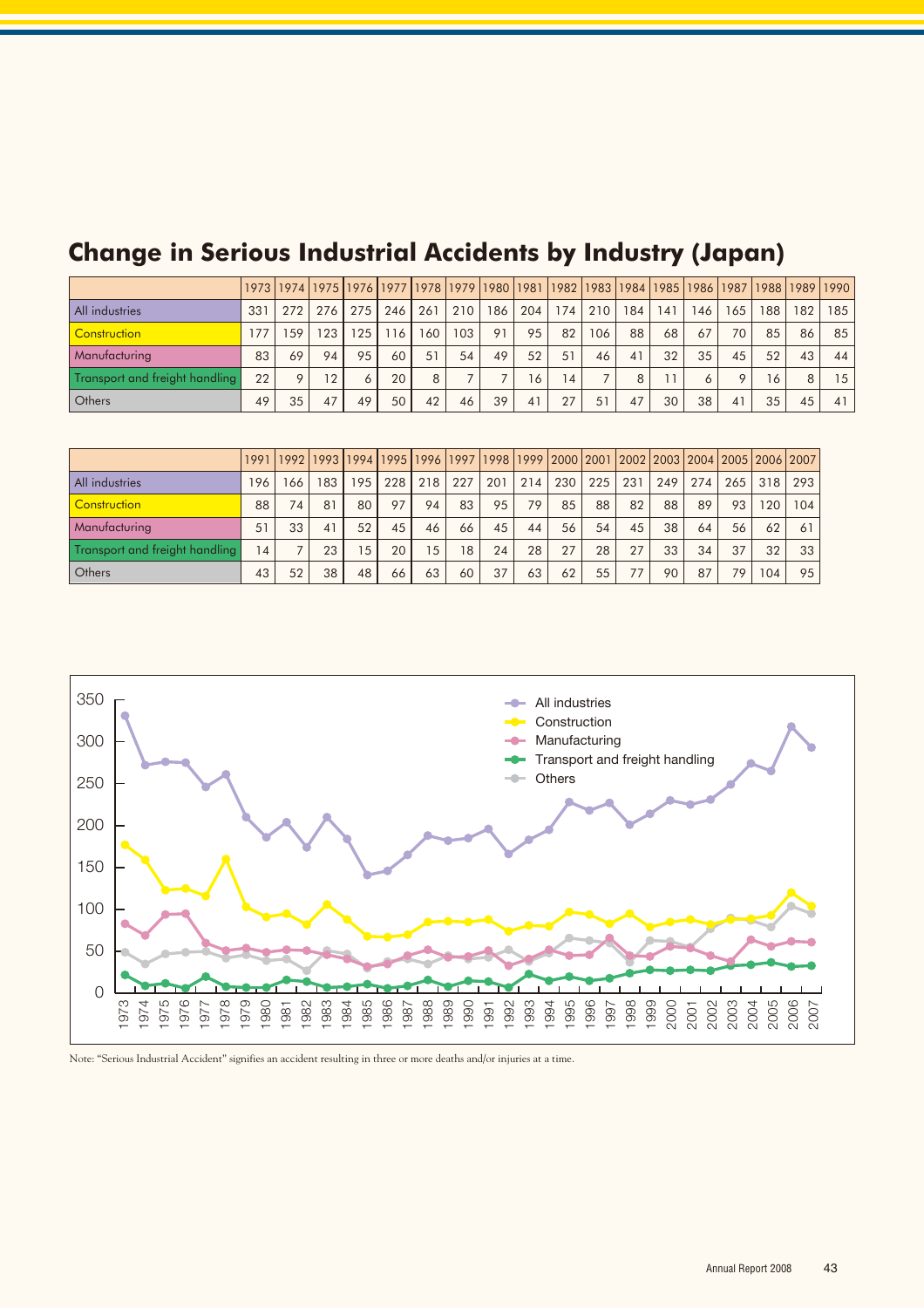# Change in Serious Industrial Accidents by Industry (Japan)

| | 1973 | 1974 | 1975 | 1976 | 1977 | 1978 | 1979 | 1980 | 1981 | 1982 | 1983 | 1984 | 1985 | 1986 | 1987 | 1988 | 1989 | 1990 |
|---|---|---|---|---|---|---|---|---|---|---|---|---|---|---|---|---|---|---|
| All industries | 331 | 272 | 276 | 275 | 246 | 261 | 210 | 186 | 204 | 174 | 210 | 184 | 141 | 146 | 165 | 188 | 182 | 185 |
| Construction | 177 | 159 | 123 | 125 | 116 | 160 | 103 | 91 | 95 | 82 | 106 | 88 | 68 | 67 | 70 | 85 | 86 | 85 |
| Manufacturing | 83 | 69 | 94 | 95 | 60 | 51 | 54 | 49 | 52 | 51 | 46 | 41 | 32 | 35 | 45 | 52 | 43 | 44 |
| Transport and freight handling | 22 | 9 | 12 | 6 | 20 | 8 | 7 | 7 | 16 | 14 | 7 | 8 | 11 | 6 | 9 | 16 | 8 | 15 |
| Others | 49 | 35 | 47 | 49 | 50 | 42 | 46 | 39 | 41 | 27 | 51 | 47 | 30 | 38 | 41 | 35 | 45 | 41 |

| | 1991 | 1992 | 1993 | 1994 | 1995 | 1996 | 1997 | 1998 | 1999 | 2000 | 2001 | 2002 | 2003 | 2004 | 2005 | 2006 | 2007 |
|---|---|---|---|---|---|---|---|---|---|---|---|---|---|---|---|---|---|
| All industries | 196 | 166 | 183 | 195 | 228 | 218 | 227 | 201 | 214 | 230 | 225 | 231 | 249 | 274 | 265 | 318 | 293 |
| Construction | 88 | 74 | 81 | 80 | 97 | 94 | 83 | 95 | 79 | 85 | 88 | 82 | 88 | 89 | 93 | 120 | 104 |
| Manufacturing | 51 | 33 | 41 | 52 | 45 | 46 | 66 | 45 | 44 | 56 | 54 | 45 | 38 | 64 | 56 | 62 | 61 |
| Transport and freight handling | 14 | 7 | 23 | 15 | 20 | 15 | 18 | 24 | 28 | 27 | 28 | 27 | 33 | 34 | 37 | 32 | 33 |
| Others | 43 | 52 | 38 | 48 | 66 | 63 | 60 | 37 | 63 | 62 | 55 | 77 | 90 | 87 | 79 | 104 | 95 |

350
300
250
200
150
100
50
0

1973 1974 1975 1976 1977 1978 1979 1980 1981 1982 1983 1984 1985 1986 1987 1988 1989 1990 1991 1992 1993 1994 1995 1996 1997 1998 1999 2000 2001 2002 2003 2004 2005 2006 2007

All industries
Construction
Manufacturing
Transport and freight handling
Others

Note: "Serious Industrial Accident" signifies an accident resulting in three or more deaths and/or injuries at a time.